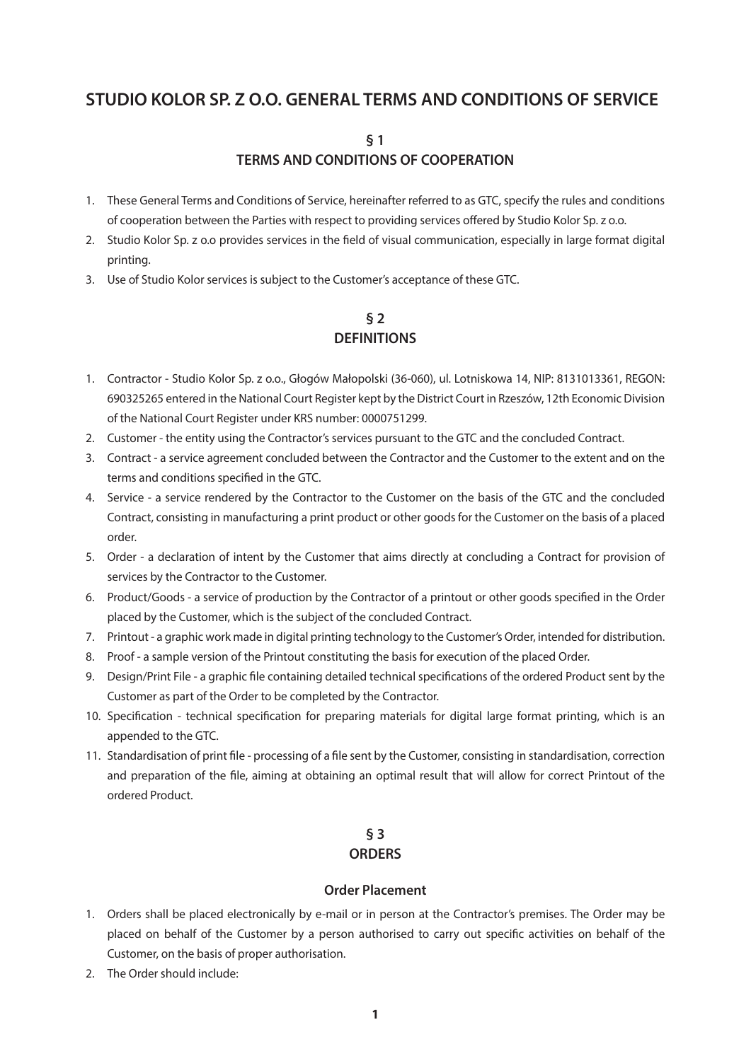# STUDIO KOLOR SP. Z O.O. GENERAL TERMS AND CONDITIONS OF SERVICE

## § 1
## TERMS AND CONDITIONS OF COOPERATION

1. These General Terms and Conditions of Service, hereinafter referred to as GTC, specify the rules and conditions of cooperation between the Parties with respect to providing services offered by Studio Kolor Sp. z o.o.
2. Studio Kolor Sp. z o.o provides services in the field of visual communication, especially in large format digital printing.
3. Use of Studio Kolor services is subject to the Customer's acceptance of these GTC.

## § 2
## DEFINITIONS

1. Contractor - Studio Kolor Sp. z o.o., Głogów Małopolski (36-060), ul. Lotniskowa 14, NIP: 8131013361, REGON: 690325265 entered in the National Court Register kept by the District Court in Rzeszów, 12th Economic Division of the National Court Register under KRS number: 0000751299.
2. Customer - the entity using the Contractor's services pursuant to the GTC and the concluded Contract.
3. Contract - a service agreement concluded between the Contractor and the Customer to the extent and on the terms and conditions specified in the GTC.
4. Service - a service rendered by the Contractor to the Customer on the basis of the GTC and the concluded Contract, consisting in manufacturing a print product or other goods for the Customer on the basis of a placed order.
5. Order - a declaration of intent by the Customer that aims directly at concluding a Contract for provision of services by the Contractor to the Customer.
6. Product/Goods - a service of production by the Contractor of a printout or other goods specified in the Order placed by the Customer, which is the subject of the concluded Contract.
7. Printout - a graphic work made in digital printing technology to the Customer's Order, intended for distribution.
8. Proof - a sample version of the Printout constituting the basis for execution of the placed Order.
9. Design/Print File - a graphic file containing detailed technical specifications of the ordered Product sent by the Customer as part of the Order to be completed by the Contractor.
10. Specification - technical specification for preparing materials for digital large format printing, which is an appended to the GTC.
11. Standardisation of print file - processing of a file sent by the Customer, consisting in standardisation, correction and preparation of the file, aiming at obtaining an optimal result that will allow for correct Printout of the ordered Product.

## § 3
## ORDERS

### Order Placement

1. Orders shall be placed electronically by e-mail or in person at the Contractor's premises. The Order may be placed on behalf of the Customer by a person authorised to carry out specific activities on behalf of the Customer, on the basis of proper authorisation.
2. The Order should include: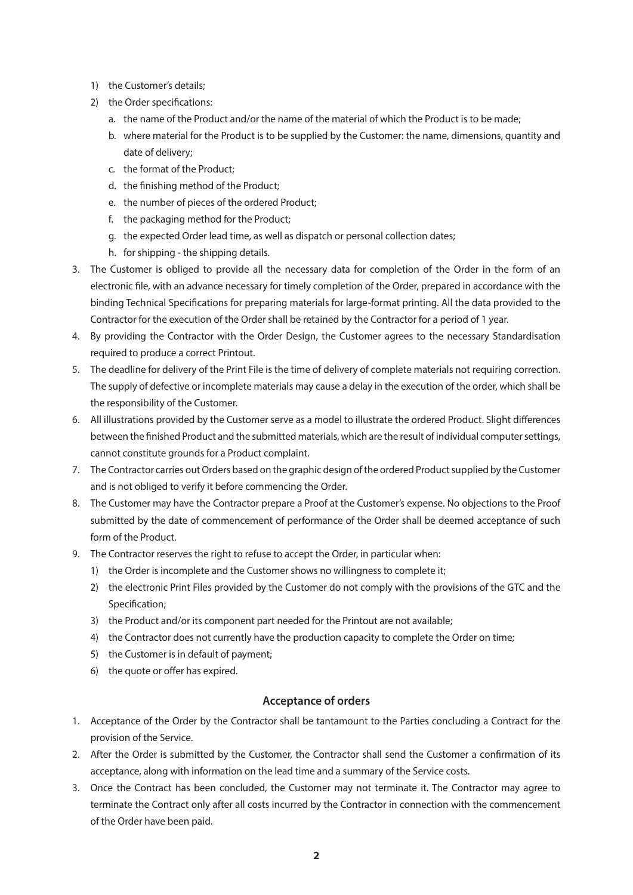1) the Customer's details;
2) the Order specifications:
    a. the name of the Product and/or the name of the material of which the Product is to be made;
    b. where material for the Product is to be supplied by the Customer: the name, dimensions, quantity and date of delivery;
    c. the format of the Product;
    d. the finishing method of the Product;
    e. the number of pieces of the ordered Product;
    f. the packaging method for the Product;
    g. the expected Order lead time, as well as dispatch or personal collection dates;
    h. for shipping - the shipping details.

3. The Customer is obliged to provide all the necessary data for completion of the Order in the form of an electronic file, with an advance necessary for timely completion of the Order, prepared in accordance with the binding Technical Specifications for preparing materials for large-format printing. All the data provided to the Contractor for the execution of the Order shall be retained by the Contractor for a period of 1 year.
4. By providing the Contractor with the Order Design, the Customer agrees to the necessary Standardisation required to produce a correct Printout.
5. The deadline for delivery of the Print File is the time of delivery of complete materials not requiring correction. The supply of defective or incomplete materials may cause a delay in the execution of the order, which shall be the responsibility of the Customer.
6. All illustrations provided by the Customer serve as a model to illustrate the ordered Product. Slight differences between the finished Product and the submitted materials, which are the result of individual computer settings, cannot constitute grounds for a Product complaint.
7. The Contractor carries out Orders based on the graphic design of the ordered Product supplied by the Customer and is not obliged to verify it before commencing the Order.
8. The Customer may have the Contractor prepare a Proof at the Customer's expense. No objections to the Proof submitted by the date of commencement of performance of the Order shall be deemed acceptance of such form of the Product.
9. The Contractor reserves the right to refuse to accept the Order, in particular when:
    1) the Order is incomplete and the Customer shows no willingness to complete it;
    2) the electronic Print Files provided by the Customer do not comply with the provisions of the GTC and the Specification;
    3) the Product and/or its component part needed for the Printout are not available;
    4) the Contractor does not currently have the production capacity to complete the Order on time;
    5) the Customer is in default of payment;
    6) the quote or offer has expired.

## Acceptance of orders

1. Acceptance of the Order by the Contractor shall be tantamount to the Parties concluding a Contract for the provision of the Service.
2. After the Order is submitted by the Customer, the Contractor shall send the Customer a confirmation of its acceptance, along with information on the lead time and a summary of the Service costs.
3. Once the Contract has been concluded, the Customer may not terminate it. The Contractor may agree to terminate the Contract only after all costs incurred by the Contractor in connection with the commencement of the Order have been paid.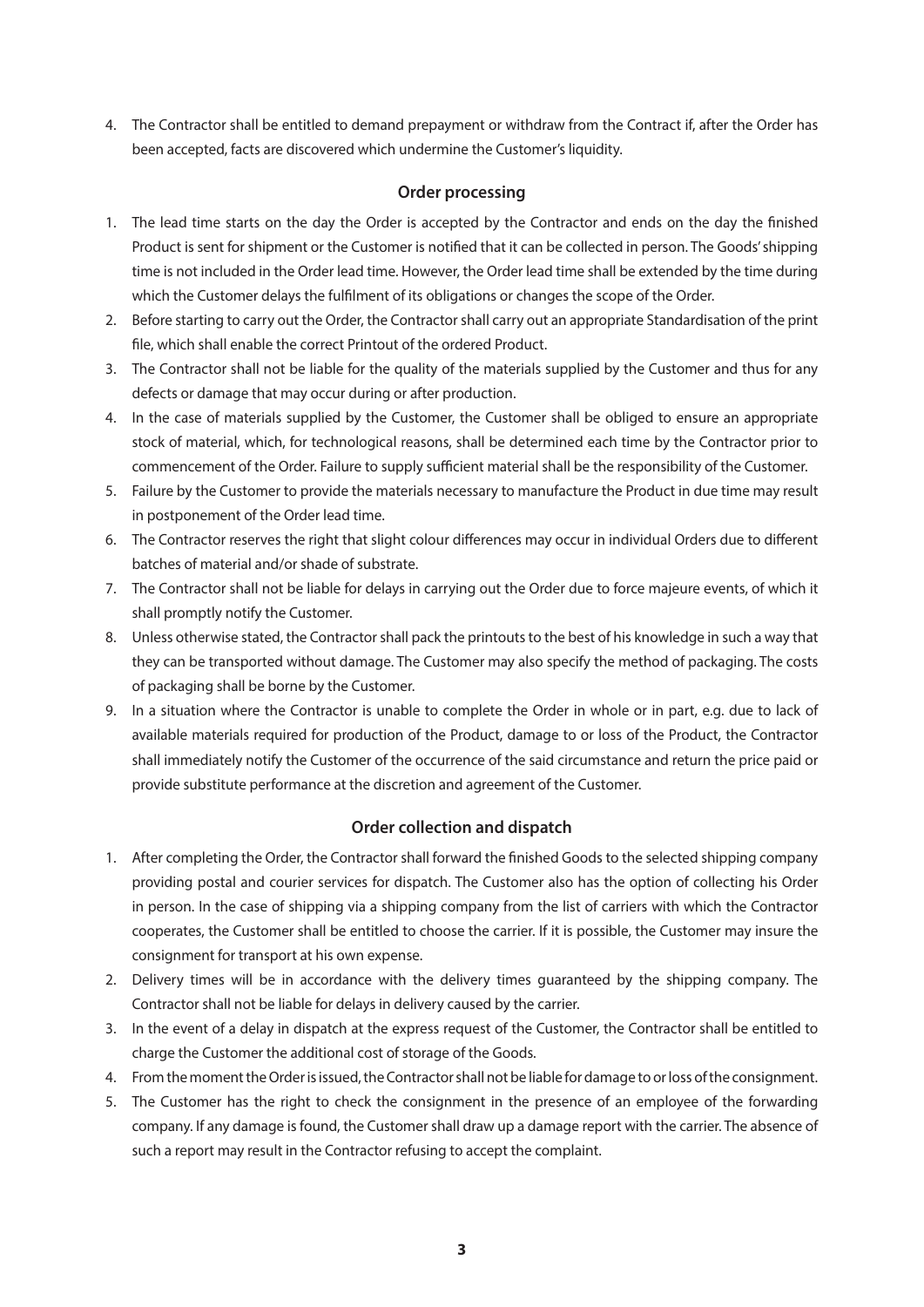4. The Contractor shall be entitled to demand prepayment or withdraw from the Contract if, after the Order has been accepted, facts are discovered which undermine the Customer's liquidity.

## Order processing

1. The lead time starts on the day the Order is accepted by the Contractor and ends on the day the finished Product is sent for shipment or the Customer is notified that it can be collected in person. The Goods' shipping time is not included in the Order lead time. However, the Order lead time shall be extended by the time during which the Customer delays the fulfilment of its obligations or changes the scope of the Order.
2. Before starting to carry out the Order, the Contractor shall carry out an appropriate Standardisation of the print file, which shall enable the correct Printout of the ordered Product.
3. The Contractor shall not be liable for the quality of the materials supplied by the Customer and thus for any defects or damage that may occur during or after production.
4. In the case of materials supplied by the Customer, the Customer shall be obliged to ensure an appropriate stock of material, which, for technological reasons, shall be determined each time by the Contractor prior to commencement of the Order. Failure to supply sufficient material shall be the responsibility of the Customer.
5. Failure by the Customer to provide the materials necessary to manufacture the Product in due time may result in postponement of the Order lead time.
6. The Contractor reserves the right that slight colour differences may occur in individual Orders due to different batches of material and/or shade of substrate.
7. The Contractor shall not be liable for delays in carrying out the Order due to force majeure events, of which it shall promptly notify the Customer.
8. Unless otherwise stated, the Contractor shall pack the printouts to the best of his knowledge in such a way that they can be transported without damage. The Customer may also specify the method of packaging. The costs of packaging shall be borne by the Customer.
9. In a situation where the Contractor is unable to complete the Order in whole or in part, e.g. due to lack of available materials required for production of the Product, damage to or loss of the Product, the Contractor shall immediately notify the Customer of the occurrence of the said circumstance and return the price paid or provide substitute performance at the discretion and agreement of the Customer.

## Order collection and dispatch

1. After completing the Order, the Contractor shall forward the finished Goods to the selected shipping company providing postal and courier services for dispatch. The Customer also has the option of collecting his Order in person. In the case of shipping via a shipping company from the list of carriers with which the Contractor cooperates, the Customer shall be entitled to choose the carrier. If it is possible, the Customer may insure the consignment for transport at his own expense.
2. Delivery times will be in accordance with the delivery times guaranteed by the shipping company. The Contractor shall not be liable for delays in delivery caused by the carrier.
3. In the event of a delay in dispatch at the express request of the Customer, the Contractor shall be entitled to charge the Customer the additional cost of storage of the Goods.
4. From the moment the Order is issued, the Contractor shall not be liable for damage to or loss of the consignment.
5. The Customer has the right to check the consignment in the presence of an employee of the forwarding company. If any damage is found, the Customer shall draw up a damage report with the carrier. The absence of such a report may result in the Contractor refusing to accept the complaint.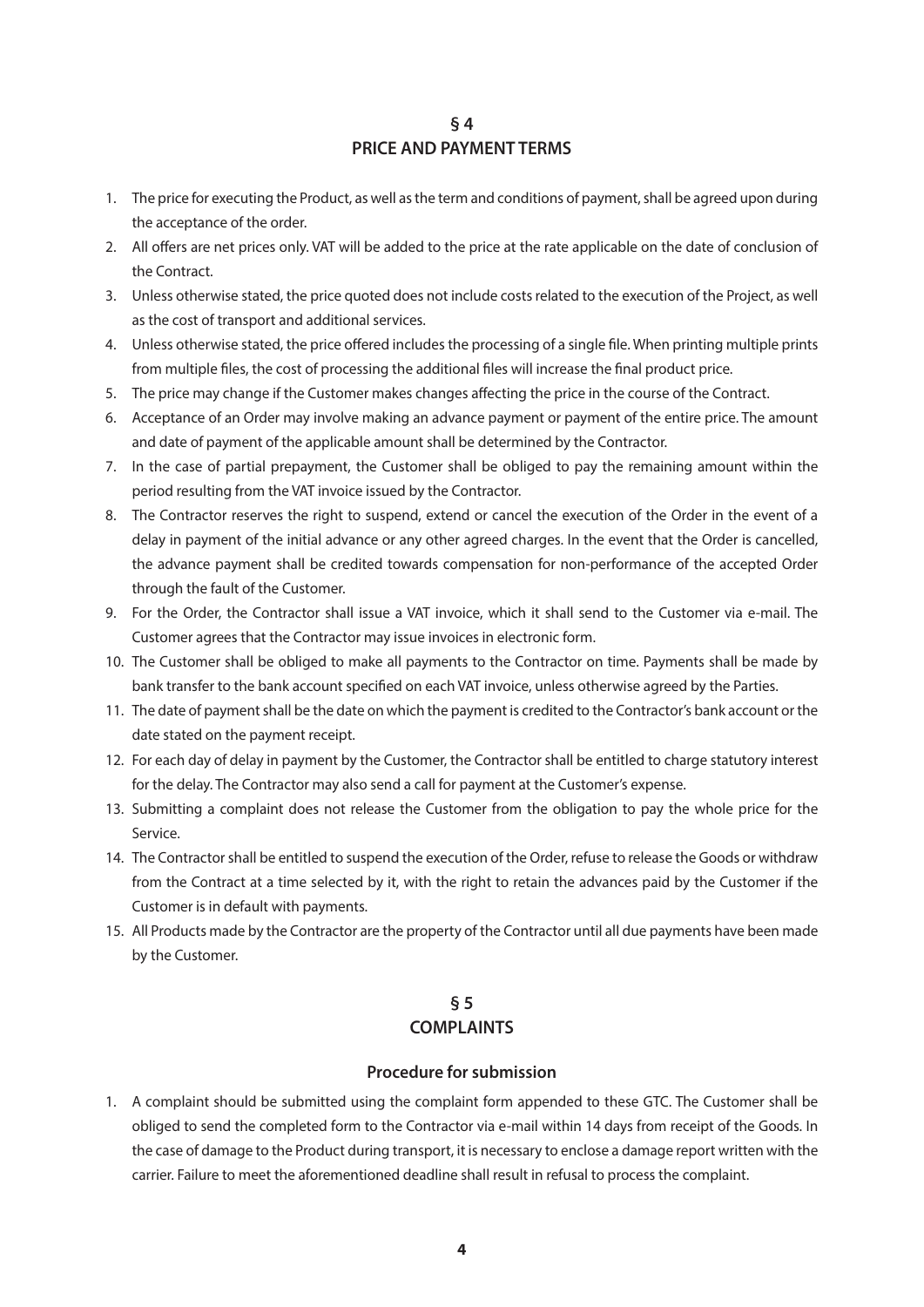## § 4
## PRICE AND PAYMENT TERMS

1. The price for executing the Product, as well as the term and conditions of payment, shall be agreed upon during the acceptance of the order.
2. All offers are net prices only. VAT will be added to the price at the rate applicable on the date of conclusion of the Contract.
3. Unless otherwise stated, the price quoted does not include costs related to the execution of the Project, as well as the cost of transport and additional services.
4. Unless otherwise stated, the price offered includes the processing of a single file. When printing multiple prints from multiple files, the cost of processing the additional files will increase the final product price.
5. The price may change if the Customer makes changes affecting the price in the course of the Contract.
6. Acceptance of an Order may involve making an advance payment or payment of the entire price. The amount and date of payment of the applicable amount shall be determined by the Contractor.
7. In the case of partial prepayment, the Customer shall be obliged to pay the remaining amount within the period resulting from the VAT invoice issued by the Contractor.
8. The Contractor reserves the right to suspend, extend or cancel the execution of the Order in the event of a delay in payment of the initial advance or any other agreed charges. In the event that the Order is cancelled, the advance payment shall be credited towards compensation for non-performance of the accepted Order through the fault of the Customer.
9. For the Order, the Contractor shall issue a VAT invoice, which it shall send to the Customer via e-mail. The Customer agrees that the Contractor may issue invoices in electronic form.
10. The Customer shall be obliged to make all payments to the Contractor on time. Payments shall be made by bank transfer to the bank account specified on each VAT invoice, unless otherwise agreed by the Parties.
11. The date of payment shall be the date on which the payment is credited to the Contractor's bank account or the date stated on the payment receipt.
12. For each day of delay in payment by the Customer, the Contractor shall be entitled to charge statutory interest for the delay. The Contractor may also send a call for payment at the Customer's expense.
13. Submitting a complaint does not release the Customer from the obligation to pay the whole price for the Service.
14. The Contractor shall be entitled to suspend the execution of the Order, refuse to release the Goods or withdraw from the Contract at a time selected by it, with the right to retain the advances paid by the Customer if the Customer is in default with payments.
15. All Products made by the Contractor are the property of the Contractor until all due payments have been made by the Customer.

## § 5
## COMPLAINTS

### Procedure for submission

1. A complaint should be submitted using the complaint form appended to these GTC. The Customer shall be obliged to send the completed form to the Contractor via e-mail within 14 days from receipt of the Goods. In the case of damage to the Product during transport, it is necessary to enclose a damage report written with the carrier. Failure to meet the aforementioned deadline shall result in refusal to process the complaint.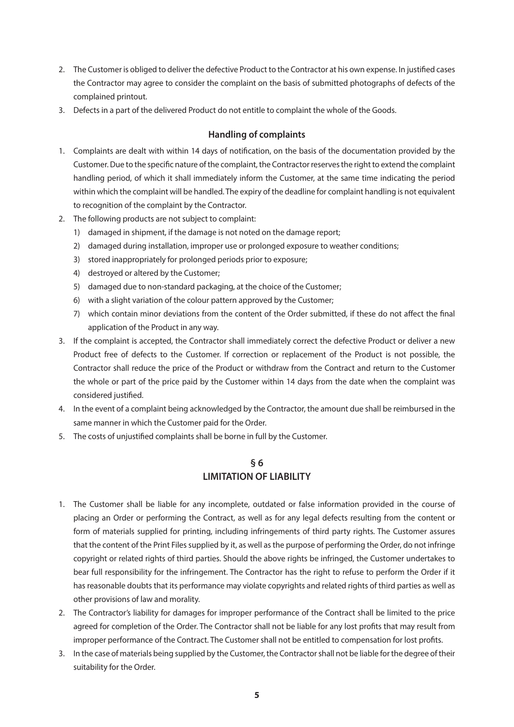2. The Customer is obliged to deliver the defective Product to the Contractor at his own expense. In justified cases the Contractor may agree to consider the complaint on the basis of submitted photographs of defects of the complained printout.
3. Defects in a part of the delivered Product do not entitle to complaint the whole of the Goods.

### Handling of complaints

1. Complaints are dealt with within 14 days of notification, on the basis of the documentation provided by the Customer. Due to the specific nature of the complaint, the Contractor reserves the right to extend the complaint handling period, of which it shall immediately inform the Customer, at the same time indicating the period within which the complaint will be handled. The expiry of the deadline for complaint handling is not equivalent to recognition of the complaint by the Contractor.
2. The following products are not subject to complaint:
   1) damaged in shipment, if the damage is not noted on the damage report;
   2) damaged during installation, improper use or prolonged exposure to weather conditions;
   3) stored inappropriately for prolonged periods prior to exposure;
   4) destroyed or altered by the Customer;
   5) damaged due to non-standard packaging, at the choice of the Customer;
   6) with a slight variation of the colour pattern approved by the Customer;
   7) which contain minor deviations from the content of the Order submitted, if these do not affect the final application of the Product in any way.
3. If the complaint is accepted, the Contractor shall immediately correct the defective Product or deliver a new Product free of defects to the Customer. If correction or replacement of the Product is not possible, the Contractor shall reduce the price of the Product or withdraw from the Contract and return to the Customer the whole or part of the price paid by the Customer within 14 days from the date when the complaint was considered justified.
4. In the event of a complaint being acknowledged by the Contractor, the amount due shall be reimbursed in the same manner in which the Customer paid for the Order.
5. The costs of unjustified complaints shall be borne in full by the Customer.

## § 6
## LIMITATION OF LIABILITY

1. The Customer shall be liable for any incomplete, outdated or false information provided in the course of placing an Order or performing the Contract, as well as for any legal defects resulting from the content or form of materials supplied for printing, including infringements of third party rights. The Customer assures that the content of the Print Files supplied by it, as well as the purpose of performing the Order, do not infringe copyright or related rights of third parties. Should the above rights be infringed, the Customer undertakes to bear full responsibility for the infringement. The Contractor has the right to refuse to perform the Order if it has reasonable doubts that its performance may violate copyrights and related rights of third parties as well as other provisions of law and morality.
2. The Contractor's liability for damages for improper performance of the Contract shall be limited to the price agreed for completion of the Order. The Contractor shall not be liable for any lost profits that may result from improper performance of the Contract. The Customer shall not be entitled to compensation for lost profits.
3. In the case of materials being supplied by the Customer, the Contractor shall not be liable for the degree of their suitability for the Order.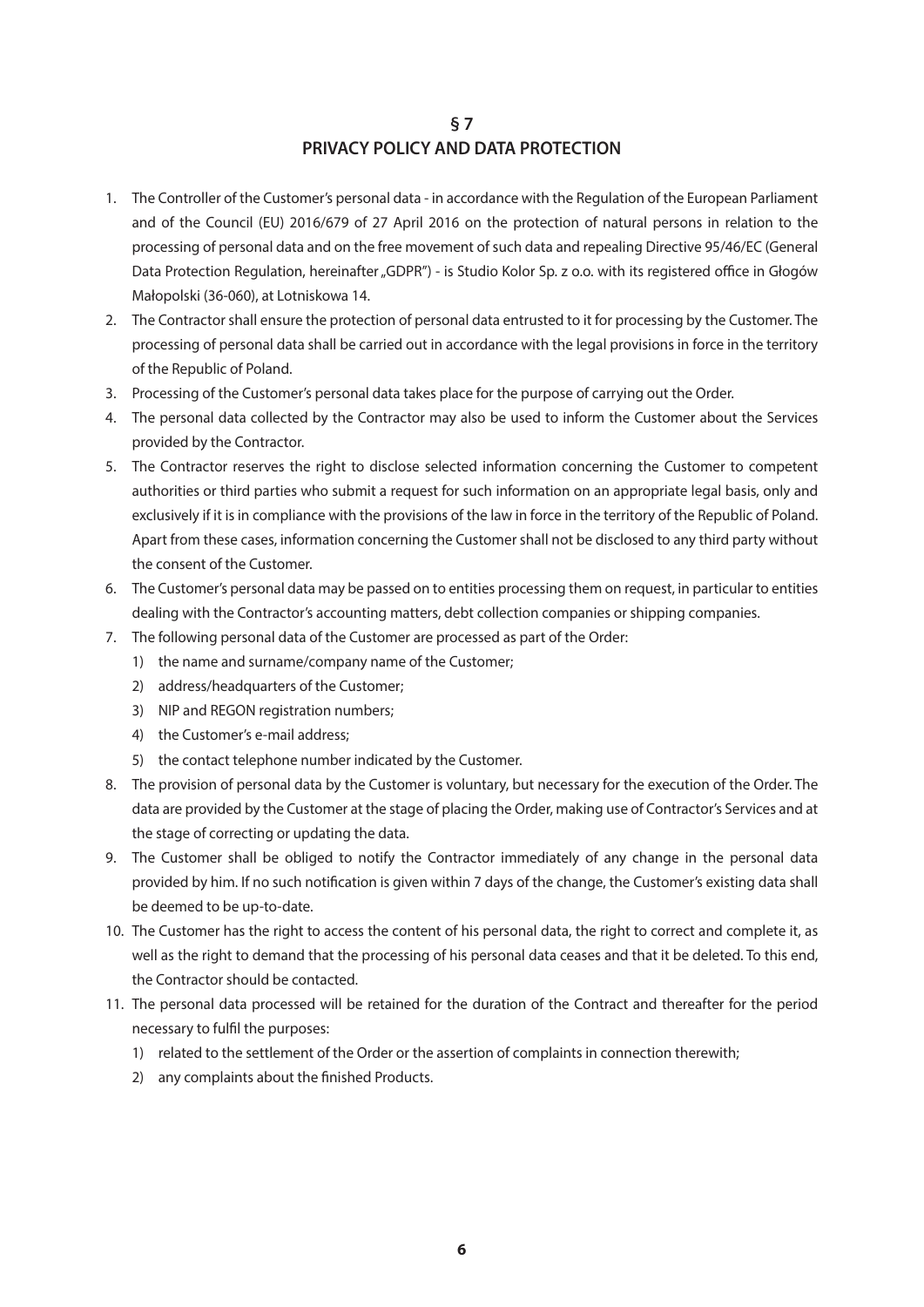## § 7
## PRIVACY POLICY AND DATA PROTECTION

1. The Controller of the Customer's personal data - in accordance with the Regulation of the European Parliament and of the Council (EU) 2016/679 of 27 April 2016 on the protection of natural persons in relation to the processing of personal data and on the free movement of such data and repealing Directive 95/46/EC (General Data Protection Regulation, hereinafter „GDPR") - is Studio Kolor Sp. z o.o. with its registered office in Głogów Małopolski (36-060), at Lotniskowa 14.
2. The Contractor shall ensure the protection of personal data entrusted to it for processing by the Customer. The processing of personal data shall be carried out in accordance with the legal provisions in force in the territory of the Republic of Poland.
3. Processing of the Customer's personal data takes place for the purpose of carrying out the Order.
4. The personal data collected by the Contractor may also be used to inform the Customer about the Services provided by the Contractor.
5. The Contractor reserves the right to disclose selected information concerning the Customer to competent authorities or third parties who submit a request for such information on an appropriate legal basis, only and exclusively if it is in compliance with the provisions of the law in force in the territory of the Republic of Poland. Apart from these cases, information concerning the Customer shall not be disclosed to any third party without the consent of the Customer.
6. The Customer's personal data may be passed on to entities processing them on request, in particular to entities dealing with the Contractor's accounting matters, debt collection companies or shipping companies.
7. The following personal data of the Customer are processed as part of the Order:
   1) the name and surname/company name of the Customer;
   2) address/headquarters of the Customer;
   3) NIP and REGON registration numbers;
   4) the Customer's e-mail address;
   5) the contact telephone number indicated by the Customer.
8. The provision of personal data by the Customer is voluntary, but necessary for the execution of the Order. The data are provided by the Customer at the stage of placing the Order, making use of Contractor's Services and at the stage of correcting or updating the data.
9. The Customer shall be obliged to notify the Contractor immediately of any change in the personal data provided by him. If no such notification is given within 7 days of the change, the Customer's existing data shall be deemed to be up-to-date.
10. The Customer has the right to access the content of his personal data, the right to correct and complete it, as well as the right to demand that the processing of his personal data ceases and that it be deleted. To this end, the Contractor should be contacted.
11. The personal data processed will be retained for the duration of the Contract and thereafter for the period necessary to fulfil the purposes:
    1) related to the settlement of the Order or the assertion of complaints in connection therewith;
    2) any complaints about the finished Products.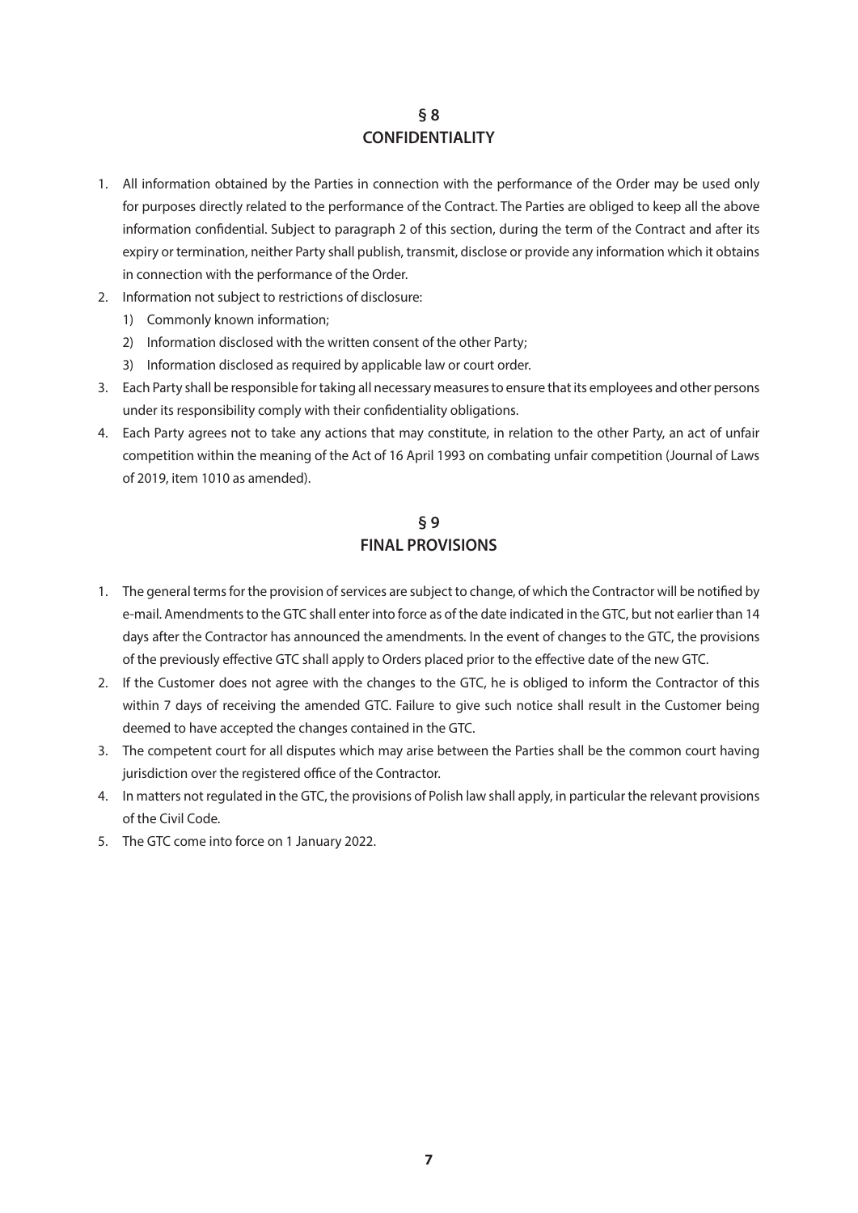## § 8
## CONFIDENTIALITY

1. All information obtained by the Parties in connection with the performance of the Order may be used only for purposes directly related to the performance of the Contract. The Parties are obliged to keep all the above information confidential. Subject to paragraph 2 of this section, during the term of the Contract and after its expiry or termination, neither Party shall publish, transmit, disclose or provide any information which it obtains in connection with the performance of the Order.
2. Information not subject to restrictions of disclosure:
   1) Commonly known information;
   2) Information disclosed with the written consent of the other Party;
   3) Information disclosed as required by applicable law or court order.
3. Each Party shall be responsible for taking all necessary measures to ensure that its employees and other persons under its responsibility comply with their confidentiality obligations.
4. Each Party agrees not to take any actions that may constitute, in relation to the other Party, an act of unfair competition within the meaning of the Act of 16 April 1993 on combating unfair competition (Journal of Laws of 2019, item 1010 as amended).

## § 9
## FINAL PROVISIONS

1. The general terms for the provision of services are subject to change, of which the Contractor will be notified by e-mail. Amendments to the GTC shall enter into force as of the date indicated in the GTC, but not earlier than 14 days after the Contractor has announced the amendments. In the event of changes to the GTC, the provisions of the previously effective GTC shall apply to Orders placed prior to the effective date of the new GTC.
2. If the Customer does not agree with the changes to the GTC, he is obliged to inform the Contractor of this within 7 days of receiving the amended GTC. Failure to give such notice shall result in the Customer being deemed to have accepted the changes contained in the GTC.
3. The competent court for all disputes which may arise between the Parties shall be the common court having jurisdiction over the registered office of the Contractor.
4. In matters not regulated in the GTC, the provisions of Polish law shall apply, in particular the relevant provisions of the Civil Code.
5. The GTC come into force on 1 January 2022.